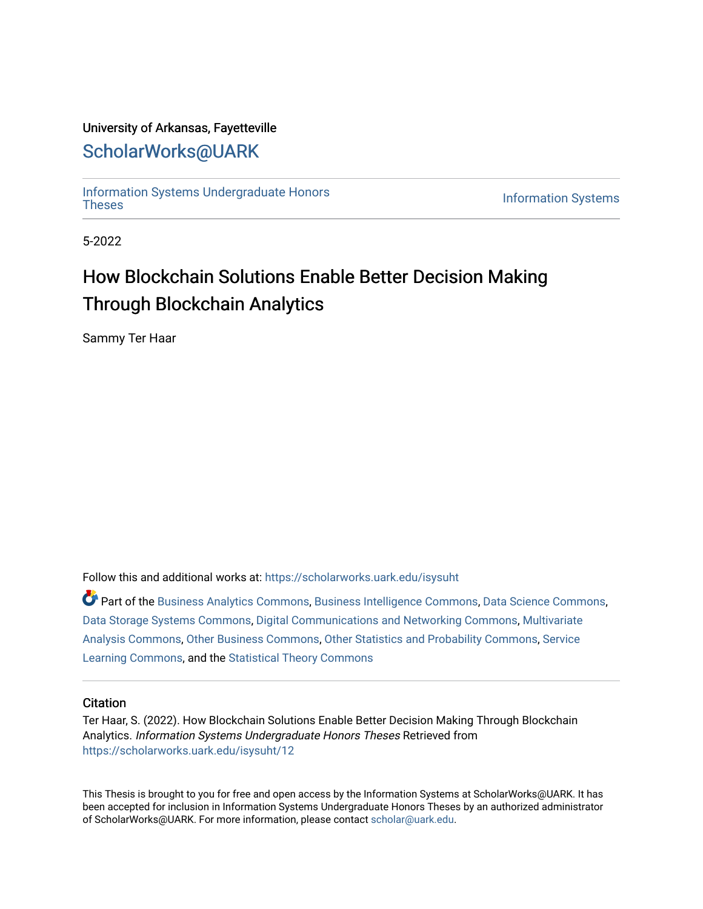University of Arkansas, Fayetteville

ScholarWorks@UARK

Information Systems Undergraduate Honors Theses

Information Systems

5-2022

# How Blockchain Solutions Enable Better Decision Making Through Blockchain Analytics

Sammy Ter Haar

Follow this and additional works at: https://scholarworks.uark.edu/isysuht

Part of the Business Analytics Commons, Business Intelligence Commons, Data Science Commons, Data Storage Systems Commons, Digital Communications and Networking Commons, Multivariate Analysis Commons, Other Business Commons, Other Statistics and Probability Commons, Service Learning Commons, and the Statistical Theory Commons

## Citation

Ter Haar, S. (2022). How Blockchain Solutions Enable Better Decision Making Through Blockchain Analytics. *Information Systems Undergraduate Honors Theses* Retrieved from https://scholarworks.uark.edu/isysuht/12

This Thesis is brought to you for free and open access by the Information Systems at ScholarWorks@UARK. It has been accepted for inclusion in Information Systems Undergraduate Honors Theses by an authorized administrator of ScholarWorks@UARK. For more information, please contact scholar@uark.edu.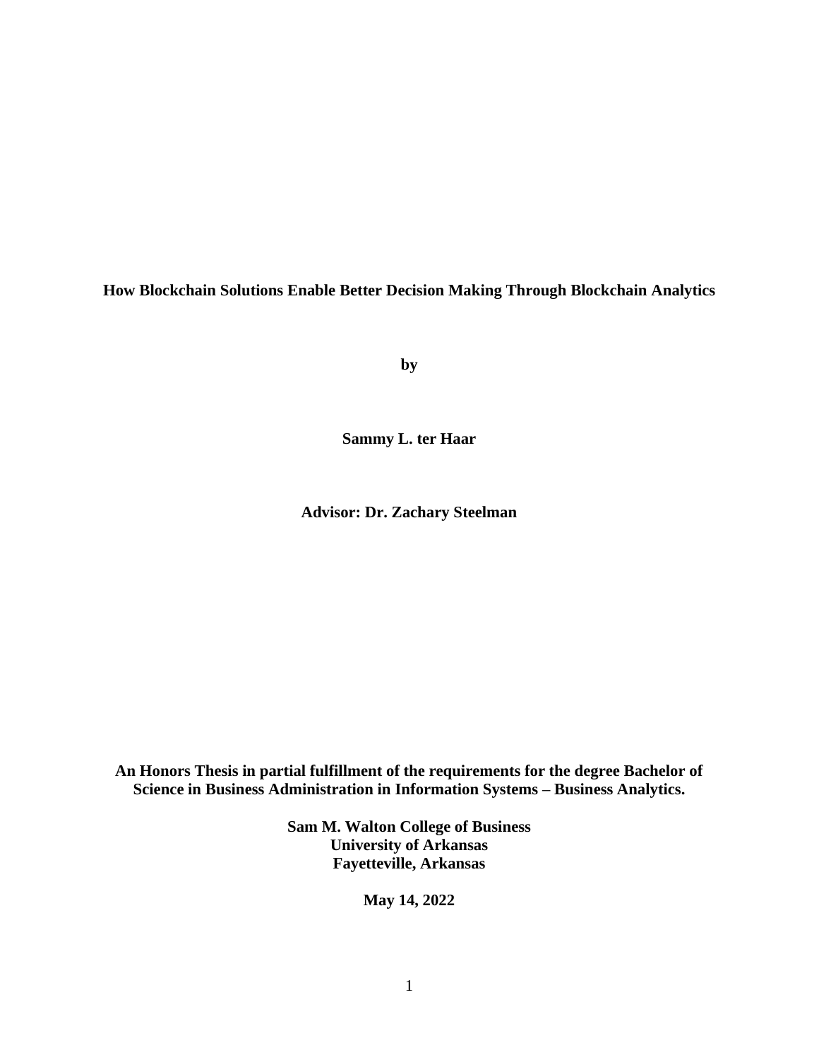**How Blockchain Solutions Enable Better Decision Making Through Blockchain Analytics**

**by**

**Sammy L. ter Haar**

**Advisor: Dr. Zachary Steelman**

**An Honors Thesis in partial fulfillment of the requirements for the degree Bachelor of Science in Business Administration in Information Systems – Business Analytics.**

**Sam M. Walton College of Business**
**University of Arkansas**
**Fayetteville, Arkansas**

**May 14, 2022**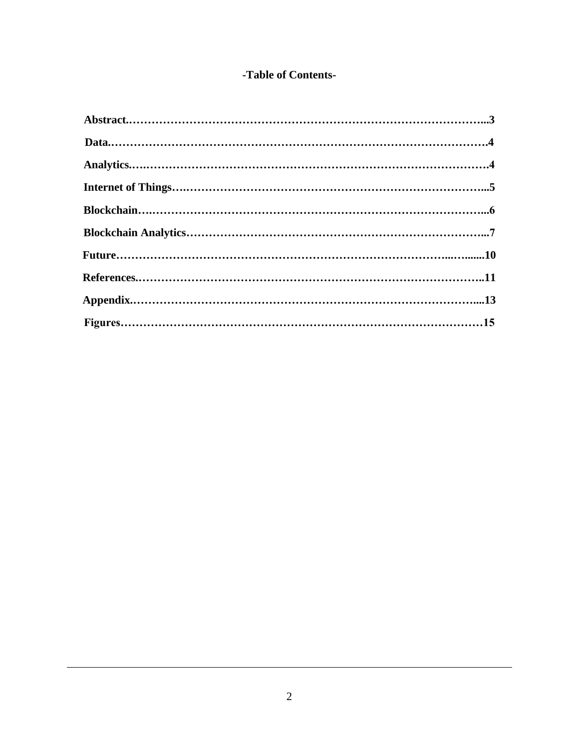# -Table of Contents-

**Abstract.……………………………………………………………………………...3**

**Data.……………………………………………………………………………….4**

**Analytics.….………………………………………………………………………….4**

**Internet of Things….……………………………………………………………...5**

**Blockchain….……………………………………………………………………...6**

**Blockchain Analytics………………………………………………………………...7**

**Future……………………………………………………………………...…......10**

**References.……………………………………………………………………..11**

**Appendix.…………………………………………………………………….....13**

**Figures……………………………………………………………………………15**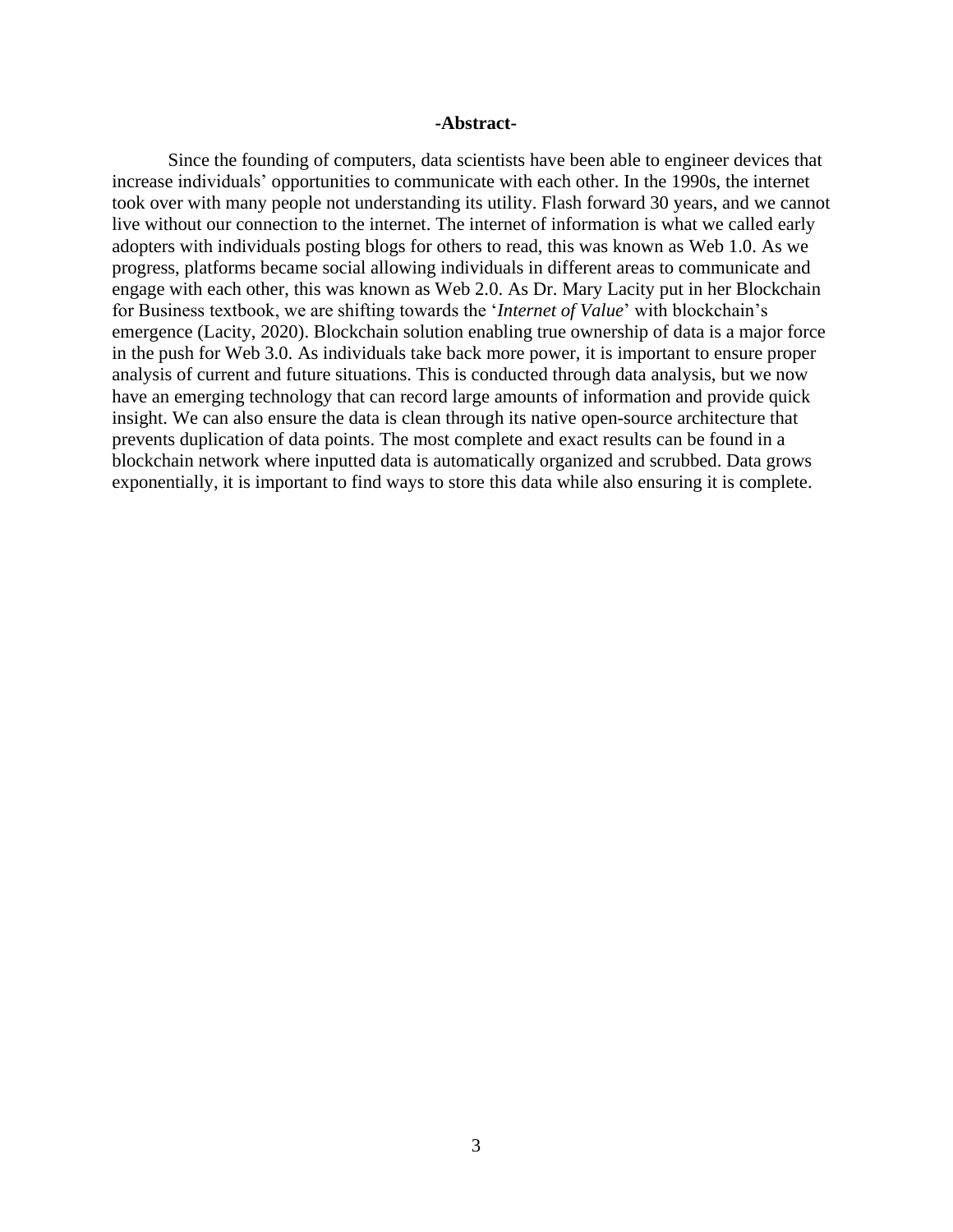## -Abstract-

Since the founding of computers, data scientists have been able to engineer devices that increase individuals' opportunities to communicate with each other. In the 1990s, the internet took over with many people not understanding its utility. Flash forward 30 years, and we cannot live without our connection to the internet. The internet of information is what we called early adopters with individuals posting blogs for others to read, this was known as Web 1.0. As we progress, platforms became social allowing individuals in different areas to communicate and engage with each other, this was known as Web 2.0. As Dr. Mary Lacity put in her Blockchain for Business textbook, we are shifting towards the '*Internet of Value*' with blockchain's emergence (Lacity, 2020). Blockchain solution enabling true ownership of data is a major force in the push for Web 3.0. As individuals take back more power, it is important to ensure proper analysis of current and future situations. This is conducted through data analysis, but we now have an emerging technology that can record large amounts of information and provide quick insight. We can also ensure the data is clean through its native open-source architecture that prevents duplication of data points. The most complete and exact results can be found in a blockchain network where inputted data is automatically organized and scrubbed. Data grows exponentially, it is important to find ways to store this data while also ensuring it is complete.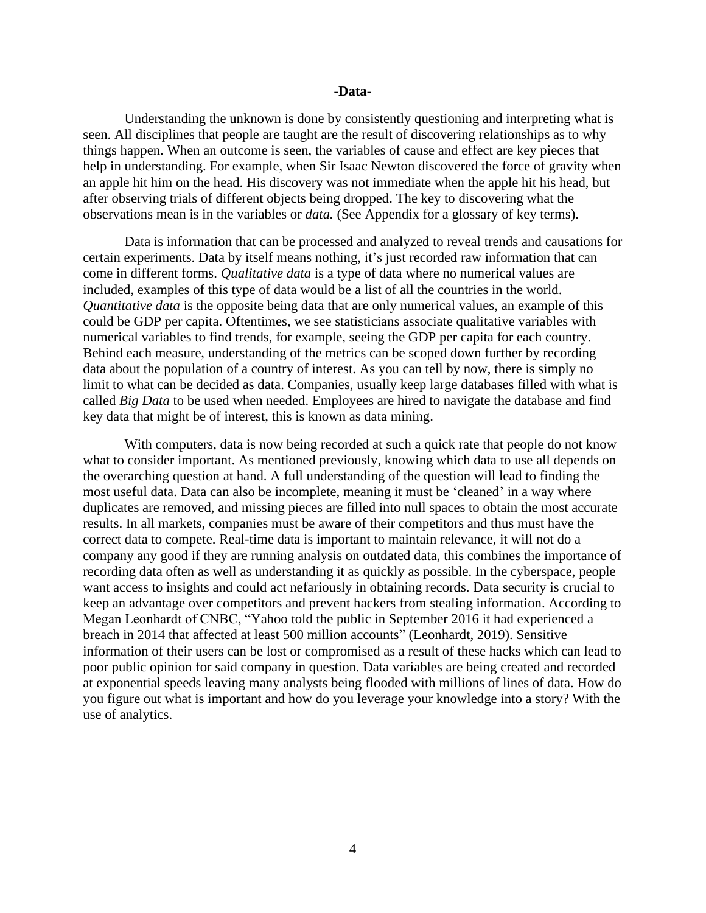## -Data-

Understanding the unknown is done by consistently questioning and interpreting what is seen. All disciplines that people are taught are the result of discovering relationships as to why things happen. When an outcome is seen, the variables of cause and effect are key pieces that help in understanding. For example, when Sir Isaac Newton discovered the force of gravity when an apple hit him on the head. His discovery was not immediate when the apple hit his head, but after observing trials of different objects being dropped. The key to discovering what the observations mean is in the variables or *data.* (See Appendix for a glossary of key terms).

Data is information that can be processed and analyzed to reveal trends and causations for certain experiments. Data by itself means nothing, it's just recorded raw information that can come in different forms. *Qualitative data* is a type of data where no numerical values are included, examples of this type of data would be a list of all the countries in the world. *Quantitative data* is the opposite being data that are only numerical values, an example of this could be GDP per capita. Oftentimes, we see statisticians associate qualitative variables with numerical variables to find trends, for example, seeing the GDP per capita for each country. Behind each measure, understanding of the metrics can be scoped down further by recording data about the population of a country of interest. As you can tell by now, there is simply no limit to what can be decided as data. Companies, usually keep large databases filled with what is called *Big Data* to be used when needed. Employees are hired to navigate the database and find key data that might be of interest, this is known as data mining.

With computers, data is now being recorded at such a quick rate that people do not know what to consider important. As mentioned previously, knowing which data to use all depends on the overarching question at hand. A full understanding of the question will lead to finding the most useful data. Data can also be incomplete, meaning it must be 'cleaned' in a way where duplicates are removed, and missing pieces are filled into null spaces to obtain the most accurate results. In all markets, companies must be aware of their competitors and thus must have the correct data to compete. Real-time data is important to maintain relevance, it will not do a company any good if they are running analysis on outdated data, this combines the importance of recording data often as well as understanding it as quickly as possible. In the cyberspace, people want access to insights and could act nefariously in obtaining records. Data security is crucial to keep an advantage over competitors and prevent hackers from stealing information. According to Megan Leonhardt of CNBC, "Yahoo told the public in September 2016 it had experienced a breach in 2014 that affected at least 500 million accounts" (Leonhardt, 2019). Sensitive information of their users can be lost or compromised as a result of these hacks which can lead to poor public opinion for said company in question. Data variables are being created and recorded at exponential speeds leaving many analysts being flooded with millions of lines of data. How do you figure out what is important and how do you leverage your knowledge into a story? With the use of analytics.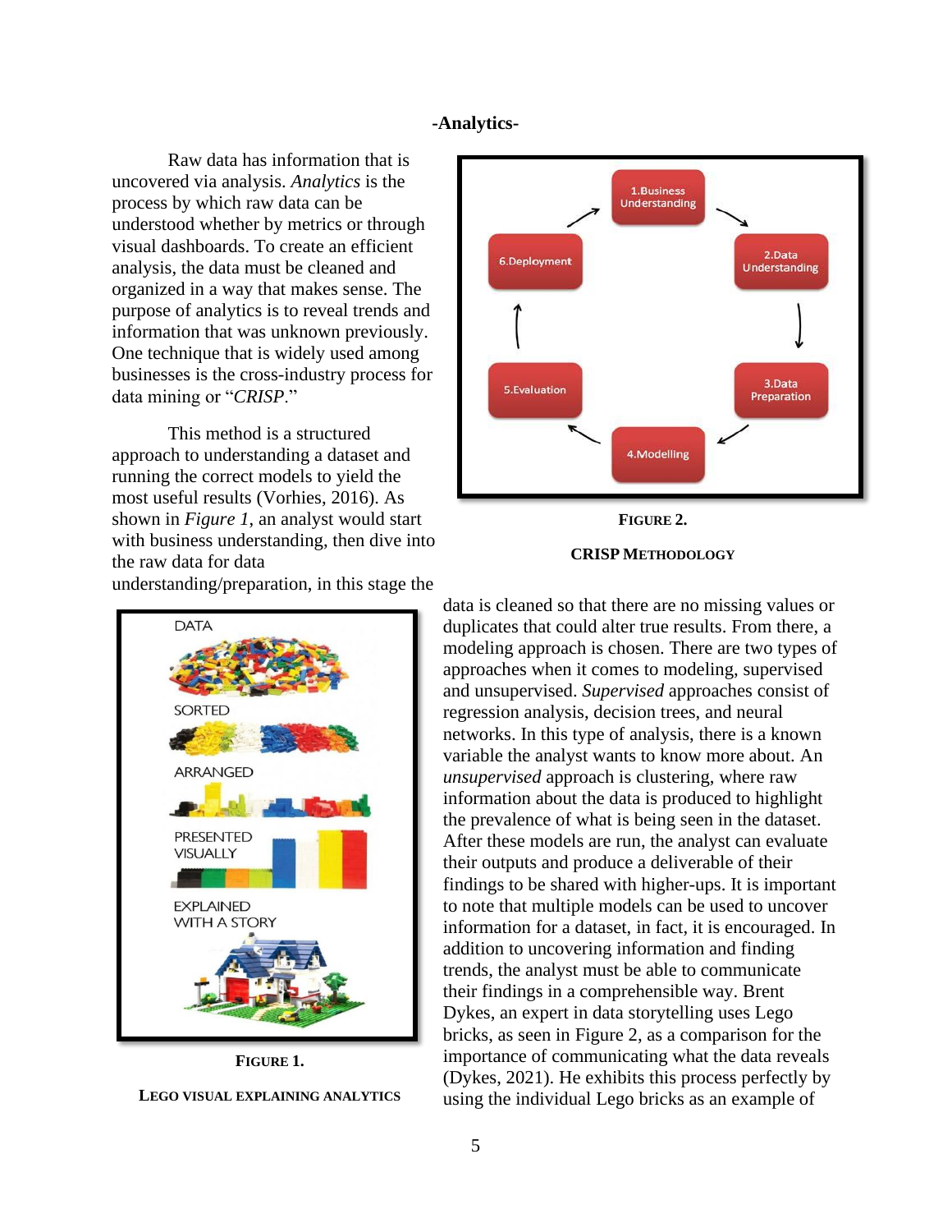## -Analytics-

Raw data has information that is uncovered via analysis. *Analytics* is the process by which raw data can be understood whether by metrics or through visual dashboards. To create an efficient analysis, the data must be cleaned and organized in a way that makes sense. The purpose of analytics is to reveal trends and information that was unknown previously. One technique that is widely used among businesses is the cross-industry process for data mining or "*CRISP*."

This method is a structured approach to understanding a dataset and running the correct models to yield the most useful results (Vorhies, 2016). As shown in *Figure 1*, an analyst would start with business understanding, then dive into the raw data for data understanding/preparation, in this stage the data is cleaned so that there are no missing values or duplicates that could alter true results. From there, a modeling approach is chosen. There are two types of approaches when it comes to modeling, supervised and unsupervised. *Supervised* approaches consist of regression analysis, decision trees, and neural networks. In this type of analysis, there is a known variable the analyst wants to know more about. An *unsupervised* approach is clustering, where raw information about the data is produced to highlight the prevalence of what is being seen in the dataset. After these models are run, the analyst can evaluate their outputs and produce a deliverable of their findings to be shared with higher-ups. It is important to note that multiple models can be used to uncover information for a dataset, in fact, it is encouraged. In addition to uncovering information and finding trends, the analyst must be able to communicate their findings in a comprehensible way. Brent Dykes, an expert in data storytelling uses Lego bricks, as seen in Figure 2, as a comparison for the importance of communicating what the data reveals (Dykes, 2021). He exhibits this process perfectly by using the individual Lego bricks as an example of

**FIGURE 2.**

**CRISP METHODOLOGY**

**FIGURE 1.**

**LEGO VISUAL EXPLAINING ANALYTICS**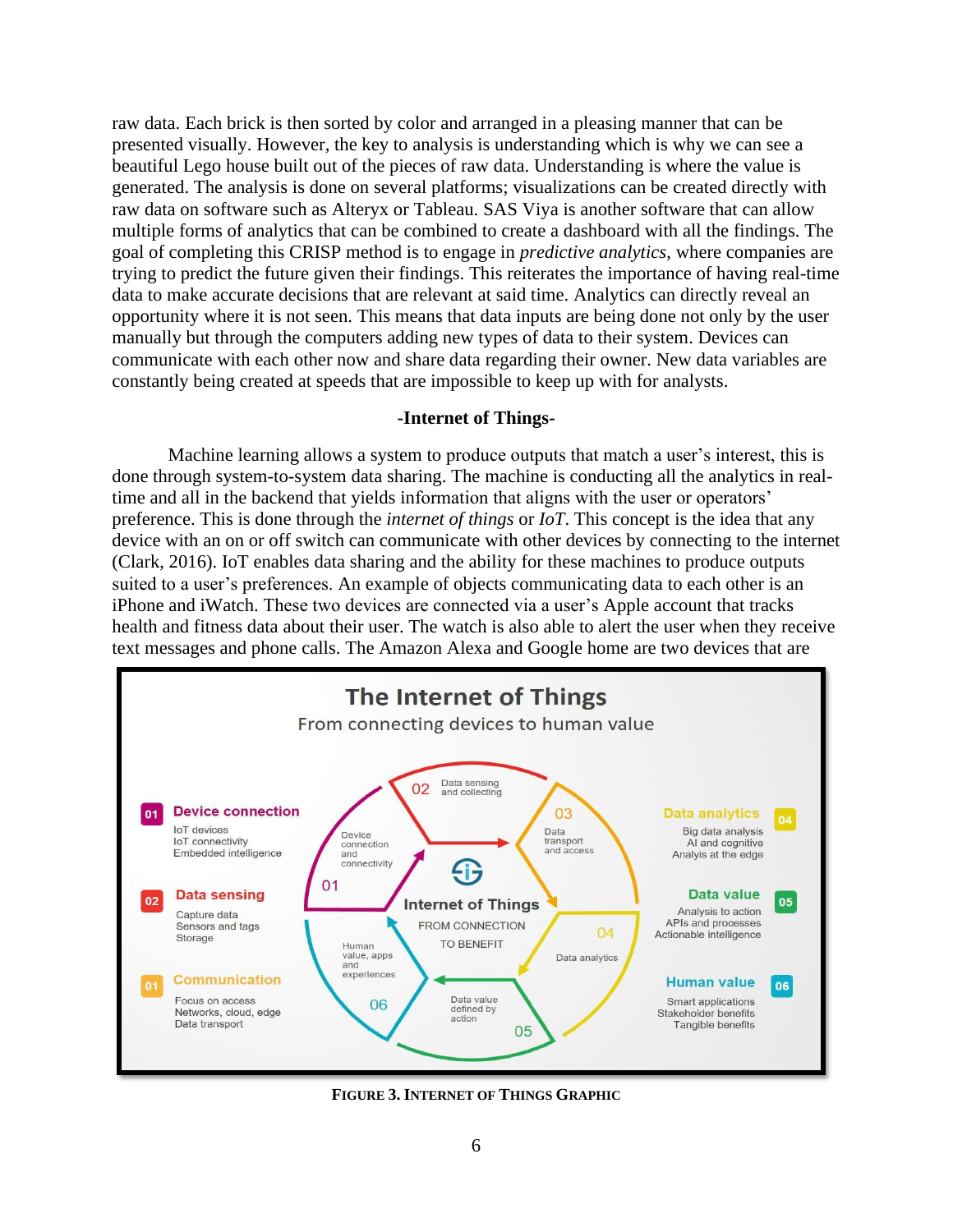raw data. Each brick is then sorted by color and arranged in a pleasing manner that can be presented visually. However, the key to analysis is understanding which is why we can see a beautiful Lego house built out of the pieces of raw data. Understanding is where the value is generated. The analysis is done on several platforms; visualizations can be created directly with raw data on software such as Alteryx or Tableau. SAS Viya is another software that can allow multiple forms of analytics that can be combined to create a dashboard with all the findings. The goal of completing this CRISP method is to engage in *predictive analytics*, where companies are trying to predict the future given their findings. This reiterates the importance of having real-time data to make accurate decisions that are relevant at said time. Analytics can directly reveal an opportunity where it is not seen. This means that data inputs are being done not only by the user manually but through the computers adding new types of data to their system. Devices can communicate with each other now and share data regarding their owner. New data variables are constantly being created at speeds that are impossible to keep up with for analysts.

## -Internet of Things-

Machine learning allows a system to produce outputs that match a user's interest, this is done through system-to-system data sharing. The machine is conducting all the analytics in real-time and all in the backend that yields information that aligns with the user or operators' preference. This is done through the *internet of things* or *IoT*. This concept is the idea that any device with an on or off switch can communicate with other devices by connecting to the internet (Clark, 2016). IoT enables data sharing and the ability for these machines to produce outputs suited to a user's preferences. An example of objects communicating data to each other is an iPhone and iWatch. These two devices are connected via a user's Apple account that tracks health and fitness data about their user. The watch is also able to alert the user when they receive text messages and phone calls. The Amazon Alexa and Google home are two devices that are

**FIGURE 3. INTERNET OF THINGS GRAPHIC**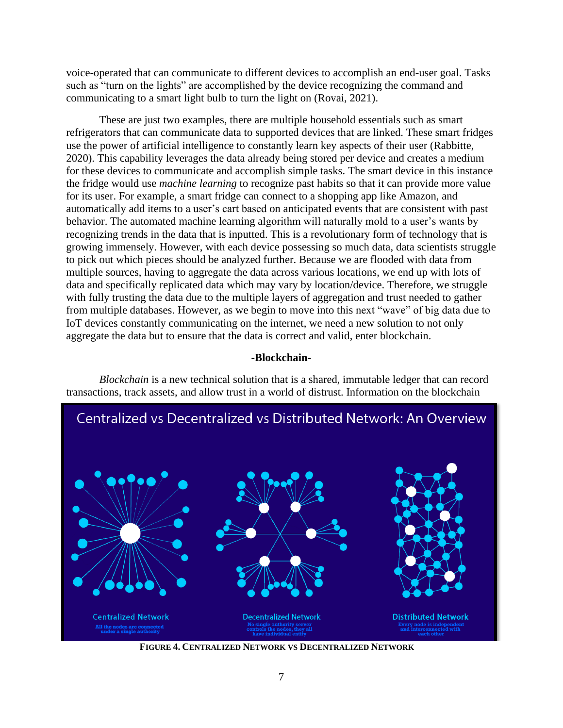voice-operated that can communicate to different devices to accomplish an end-user goal. Tasks such as "turn on the lights" are accomplished by the device recognizing the command and communicating to a smart light bulb to turn the light on (Rovai, 2021).

These are just two examples, there are multiple household essentials such as smart refrigerators that can communicate data to supported devices that are linked. These smart fridges use the power of artificial intelligence to constantly learn key aspects of their user (Rabbitte, 2020). This capability leverages the data already being stored per device and creates a medium for these devices to communicate and accomplish simple tasks. The smart device in this instance the fridge would use *machine learning* to recognize past habits so that it can provide more value for its user. For example, a smart fridge can connect to a shopping app like Amazon, and automatically add items to a user's cart based on anticipated events that are consistent with past behavior. The automated machine learning algorithm will naturally mold to a user's wants by recognizing trends in the data that is inputted. This is a revolutionary form of technology that is growing immensely. However, with each device possessing so much data, data scientists struggle to pick out which pieces should be analyzed further. Because we are flooded with data from multiple sources, having to aggregate the data across various locations, we end up with lots of data and specifically replicated data which may vary by location/device. Therefore, we struggle with fully trusting the data due to the multiple layers of aggregation and trust needed to gather from multiple databases. However, as we begin to move into this next "wave" of big data due to IoT devices constantly communicating on the internet, we need a new solution to not only aggregate the data but to ensure that the data is correct and valid, enter blockchain.

## -Blockchain-

*Blockchain* is a new technical solution that is a shared, immutable ledger that can record transactions, track assets, and allow trust in a world of distrust. Information on the blockchain

**FIGURE 4. CENTRALIZED NETWORK VS DECENTRALIZED NETWORK**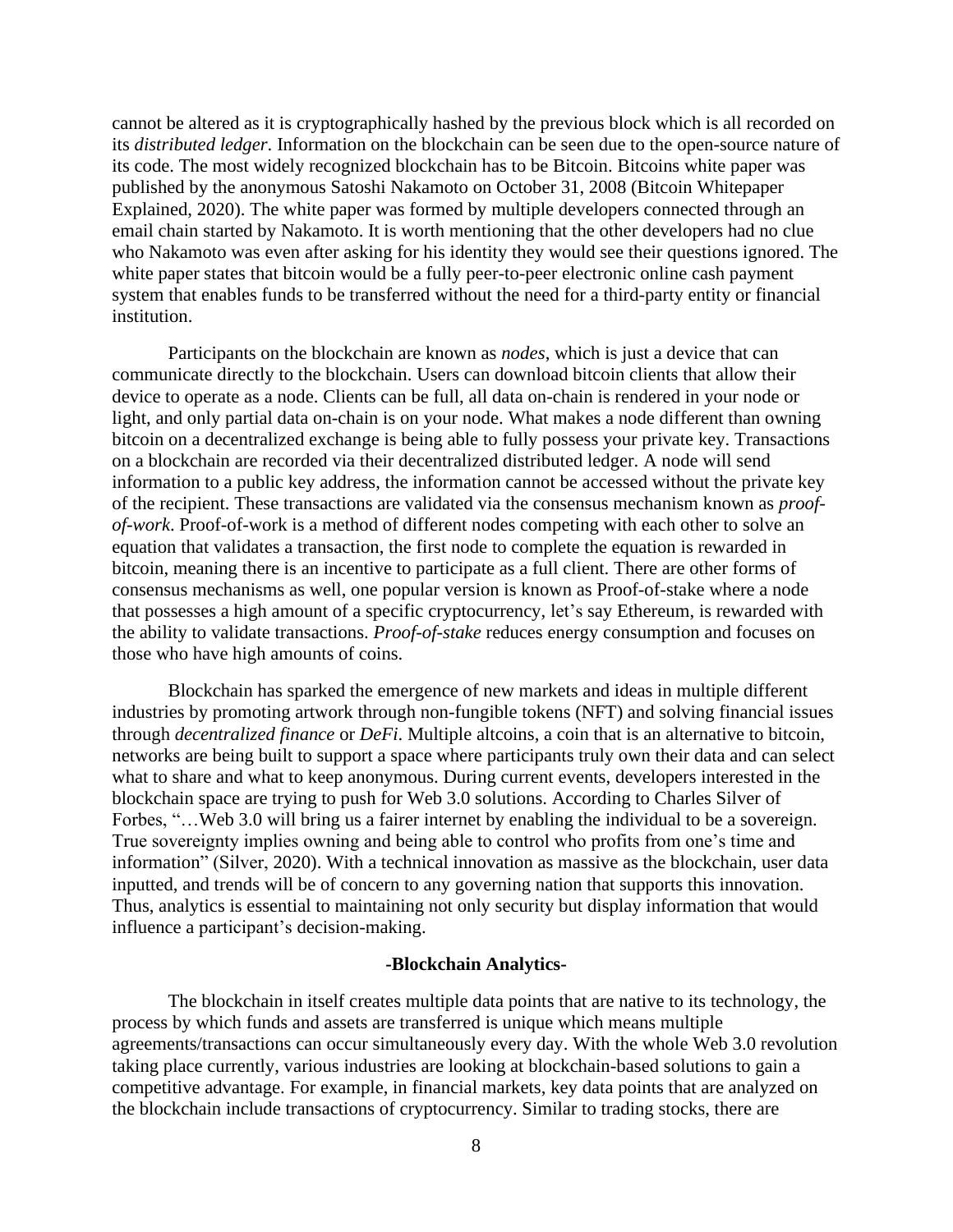cannot be altered as it is cryptographically hashed by the previous block which is all recorded on its *distributed ledger*. Information on the blockchain can be seen due to the open-source nature of its code. The most widely recognized blockchain has to be Bitcoin. Bitcoins white paper was published by the anonymous Satoshi Nakamoto on October 31, 2008 (Bitcoin Whitepaper Explained, 2020). The white paper was formed by multiple developers connected through an email chain started by Nakamoto. It is worth mentioning that the other developers had no clue who Nakamoto was even after asking for his identity they would see their questions ignored. The white paper states that bitcoin would be a fully peer-to-peer electronic online cash payment system that enables funds to be transferred without the need for a third-party entity or financial institution.

Participants on the blockchain are known as *nodes*, which is just a device that can communicate directly to the blockchain. Users can download bitcoin clients that allow their device to operate as a node. Clients can be full, all data on-chain is rendered in your node or light, and only partial data on-chain is on your node. What makes a node different than owning bitcoin on a decentralized exchange is being able to fully possess your private key. Transactions on a blockchain are recorded via their decentralized distributed ledger. A node will send information to a public key address, the information cannot be accessed without the private key of the recipient. These transactions are validated via the consensus mechanism known as *proof-of-work*. Proof-of-work is a method of different nodes competing with each other to solve an equation that validates a transaction, the first node to complete the equation is rewarded in bitcoin, meaning there is an incentive to participate as a full client. There are other forms of consensus mechanisms as well, one popular version is known as Proof-of-stake where a node that possesses a high amount of a specific cryptocurrency, let's say Ethereum, is rewarded with the ability to validate transactions. *Proof-of-stake* reduces energy consumption and focuses on those who have high amounts of coins.

Blockchain has sparked the emergence of new markets and ideas in multiple different industries by promoting artwork through non-fungible tokens (NFT) and solving financial issues through *decentralized finance* or *DeFi*. Multiple altcoins, a coin that is an alternative to bitcoin, networks are being built to support a space where participants truly own their data and can select what to share and what to keep anonymous. During current events, developers interested in the blockchain space are trying to push for Web 3.0 solutions. According to Charles Silver of Forbes, "…Web 3.0 will bring us a fairer internet by enabling the individual to be a sovereign. True sovereignty implies owning and being able to control who profits from one's time and information" (Silver, 2020). With a technical innovation as massive as the blockchain, user data inputted, and trends will be of concern to any governing nation that supports this innovation. Thus, analytics is essential to maintaining not only security but display information that would influence a participant's decision-making.

## -Blockchain Analytics-

The blockchain in itself creates multiple data points that are native to its technology, the process by which funds and assets are transferred is unique which means multiple agreements/transactions can occur simultaneously every day. With the whole Web 3.0 revolution taking place currently, various industries are looking at blockchain-based solutions to gain a competitive advantage. For example, in financial markets, key data points that are analyzed on the blockchain include transactions of cryptocurrency. Similar to trading stocks, there are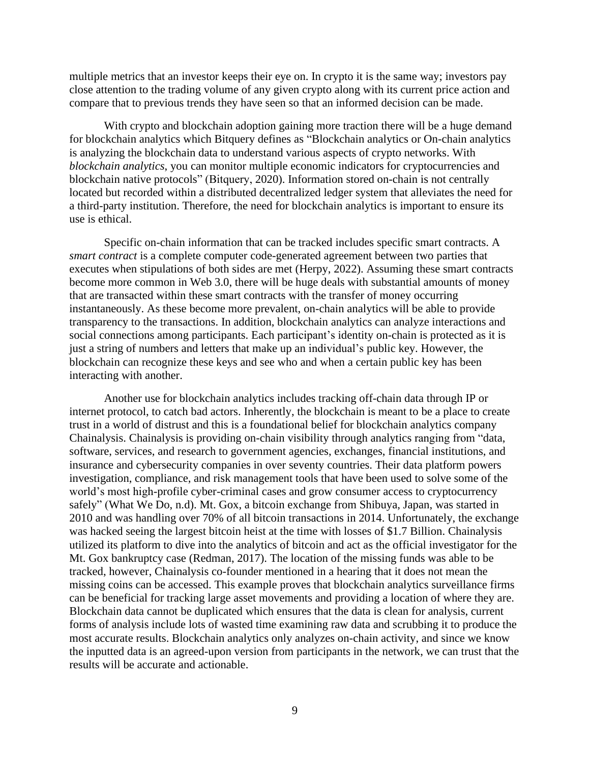multiple metrics that an investor keeps their eye on. In crypto it is the same way; investors pay close attention to the trading volume of any given crypto along with its current price action and compare that to previous trends they have seen so that an informed decision can be made.

With crypto and blockchain adoption gaining more traction there will be a huge demand for blockchain analytics which Bitquery defines as "Blockchain analytics or On-chain analytics is analyzing the blockchain data to understand various aspects of crypto networks. With *blockchain analytics*, you can monitor multiple economic indicators for cryptocurrencies and blockchain native protocols" (Bitquery, 2020). Information stored on-chain is not centrally located but recorded within a distributed decentralized ledger system that alleviates the need for a third-party institution. Therefore, the need for blockchain analytics is important to ensure its use is ethical.

Specific on-chain information that can be tracked includes specific smart contracts. A *smart contract* is a complete computer code-generated agreement between two parties that executes when stipulations of both sides are met (Herpy, 2022). Assuming these smart contracts become more common in Web 3.0, there will be huge deals with substantial amounts of money that are transacted within these smart contracts with the transfer of money occurring instantaneously. As these become more prevalent, on-chain analytics will be able to provide transparency to the transactions. In addition, blockchain analytics can analyze interactions and social connections among participants. Each participant's identity on-chain is protected as it is just a string of numbers and letters that make up an individual's public key. However, the blockchain can recognize these keys and see who and when a certain public key has been interacting with another.

Another use for blockchain analytics includes tracking off-chain data through IP or internet protocol, to catch bad actors. Inherently, the blockchain is meant to be a place to create trust in a world of distrust and this is a foundational belief for blockchain analytics company Chainalysis. Chainalysis is providing on-chain visibility through analytics ranging from "data, software, services, and research to government agencies, exchanges, financial institutions, and insurance and cybersecurity companies in over seventy countries. Their data platform powers investigation, compliance, and risk management tools that have been used to solve some of the world's most high-profile cyber-criminal cases and grow consumer access to cryptocurrency safely" (What We Do, n.d). Mt. Gox, a bitcoin exchange from Shibuya, Japan, was started in 2010 and was handling over 70% of all bitcoin transactions in 2014. Unfortunately, the exchange was hacked seeing the largest bitcoin heist at the time with losses of $1.7 Billion. Chainalysis utilized its platform to dive into the analytics of bitcoin and act as the official investigator for the Mt. Gox bankruptcy case (Redman, 2017). The location of the missing funds was able to be tracked, however, Chainalysis co-founder mentioned in a hearing that it does not mean the missing coins can be accessed. This example proves that blockchain analytics surveillance firms can be beneficial for tracking large asset movements and providing a location of where they are. Blockchain data cannot be duplicated which ensures that the data is clean for analysis, current forms of analysis include lots of wasted time examining raw data and scrubbing it to produce the most accurate results. Blockchain analytics only analyzes on-chain activity, and since we know the inputted data is an agreed-upon version from participants in the network, we can trust that the results will be accurate and actionable.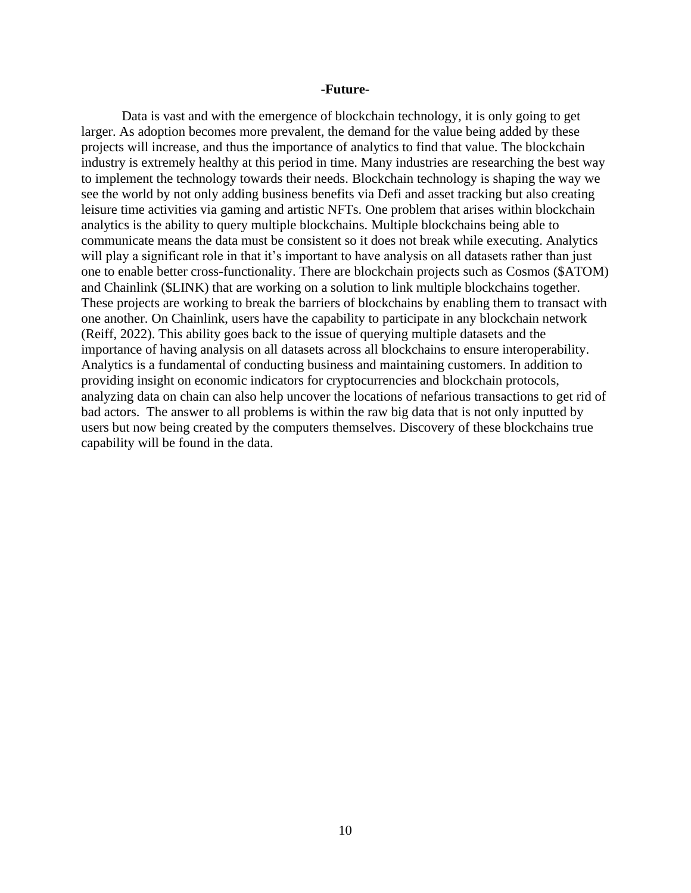## -Future-

Data is vast and with the emergence of blockchain technology, it is only going to get larger. As adoption becomes more prevalent, the demand for the value being added by these projects will increase, and thus the importance of analytics to find that value. The blockchain industry is extremely healthy at this period in time. Many industries are researching the best way to implement the technology towards their needs. Blockchain technology is shaping the way we see the world by not only adding business benefits via Defi and asset tracking but also creating leisure time activities via gaming and artistic NFTs. One problem that arises within blockchain analytics is the ability to query multiple blockchains. Multiple blockchains being able to communicate means the data must be consistent so it does not break while executing. Analytics will play a significant role in that it's important to have analysis on all datasets rather than just one to enable better cross-functionality. There are blockchain projects such as Cosmos ($ATOM) and Chainlink ($LINK) that are working on a solution to link multiple blockchains together. These projects are working to break the barriers of blockchains by enabling them to transact with one another. On Chainlink, users have the capability to participate in any blockchain network (Reiff, 2022). This ability goes back to the issue of querying multiple datasets and the importance of having analysis on all datasets across all blockchains to ensure interoperability. Analytics is a fundamental of conducting business and maintaining customers. In addition to providing insight on economic indicators for cryptocurrencies and blockchain protocols, analyzing data on chain can also help uncover the locations of nefarious transactions to get rid of bad actors. The answer to all problems is within the raw big data that is not only inputted by users but now being created by the computers themselves. Discovery of these blockchains true capability will be found in the data.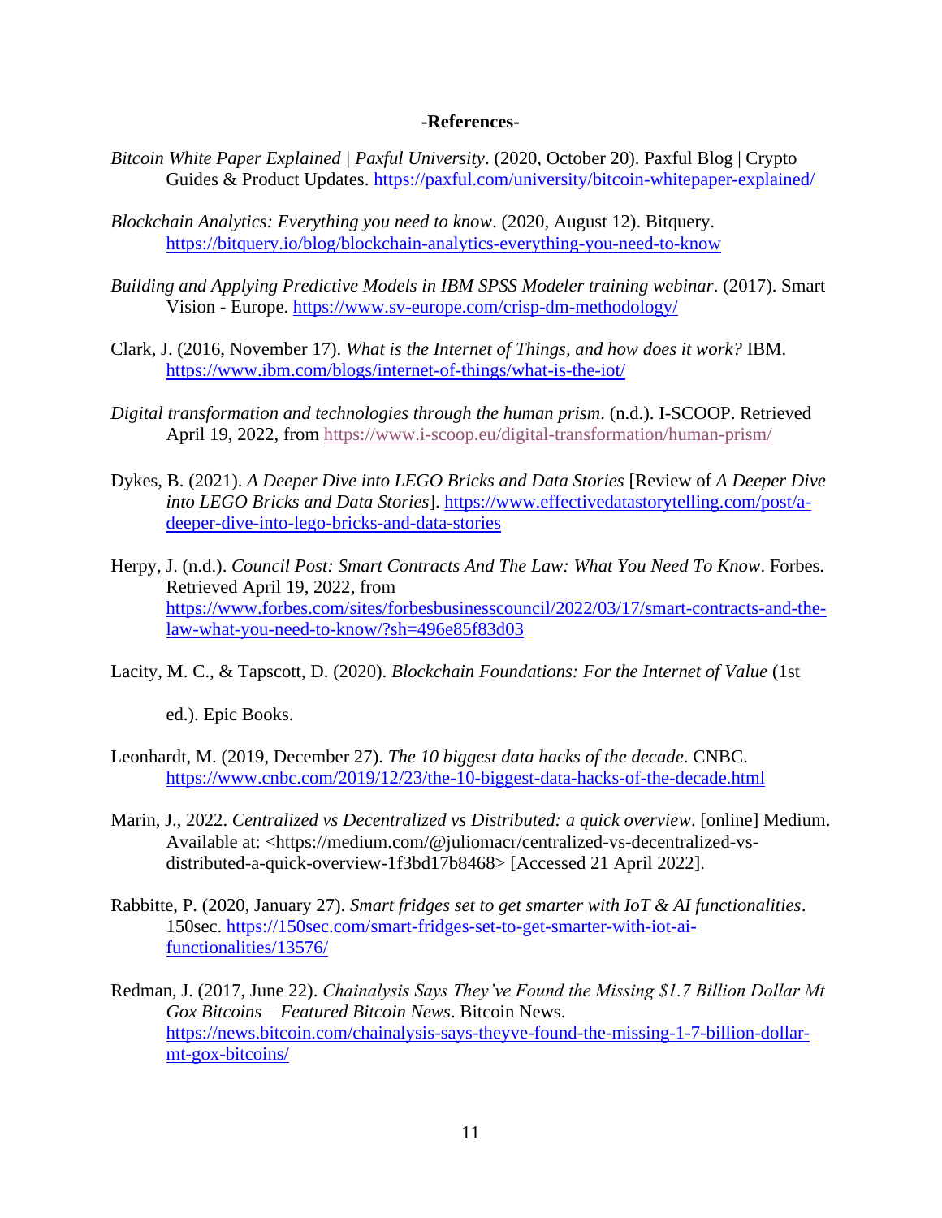**-References-**

*Bitcoin White Paper Explained | Paxful University*. (2020, October 20). Paxful Blog | Crypto Guides & Product Updates. https://paxful.com/university/bitcoin-whitepaper-explained/

*Blockchain Analytics: Everything you need to know*. (2020, August 12). Bitquery. https://bitquery.io/blog/blockchain-analytics-everything-you-need-to-know

*Building and Applying Predictive Models in IBM SPSS Modeler training webinar*. (2017). Smart Vision - Europe. https://www.sv-europe.com/crisp-dm-methodology/

Clark, J. (2016, November 17). *What is the Internet of Things, and how does it work?* IBM. https://www.ibm.com/blogs/internet-of-things/what-is-the-iot/

*Digital transformation and technologies through the human prism*. (n.d.). I-SCOOP. Retrieved April 19, 2022, from https://www.i-scoop.eu/digital-transformation/human-prism/

Dykes, B. (2021). *A Deeper Dive into LEGO Bricks and Data Stories* [Review of *A Deeper Dive into LEGO Bricks and Data Stories*]. https://www.effectivedatastorytelling.com/post/a-deeper-dive-into-lego-bricks-and-data-stories

Herpy, J. (n.d.). *Council Post: Smart Contracts And The Law: What You Need To Know*. Forbes. Retrieved April 19, 2022, from https://www.forbes.com/sites/forbesbusinesscouncil/2022/03/17/smart-contracts-and-the-law-what-you-need-to-know/?sh=496e85f83d03

Lacity, M. C., & Tapscott, D. (2020). *Blockchain Foundations: For the Internet of Value* (1st ed.). Epic Books.

Leonhardt, M. (2019, December 27). *The 10 biggest data hacks of the decade*. CNBC. https://www.cnbc.com/2019/12/23/the-10-biggest-data-hacks-of-the-decade.html

Marin, J., 2022. *Centralized vs Decentralized vs Distributed: a quick overview*. [online] Medium. Available at: <https://medium.com/@juliomacr/centralized-vs-decentralized-vs-distributed-a-quick-overview-1f3bd17b8468> [Accessed 21 April 2022].

Rabbitte, P. (2020, January 27). *Smart fridges set to get smarter with IoT & AI functionalities*. 150sec. https://150sec.com/smart-fridges-set-to-get-smarter-with-iot-ai-functionalities/13576/

Redman, J. (2017, June 22). *Chainalysis Says They've Found the Missing $1.7 Billion Dollar Mt Gox Bitcoins – Featured Bitcoin News*. Bitcoin News. https://news.bitcoin.com/chainalysis-says-theyve-found-the-missing-1-7-billion-dollar-mt-gox-bitcoins/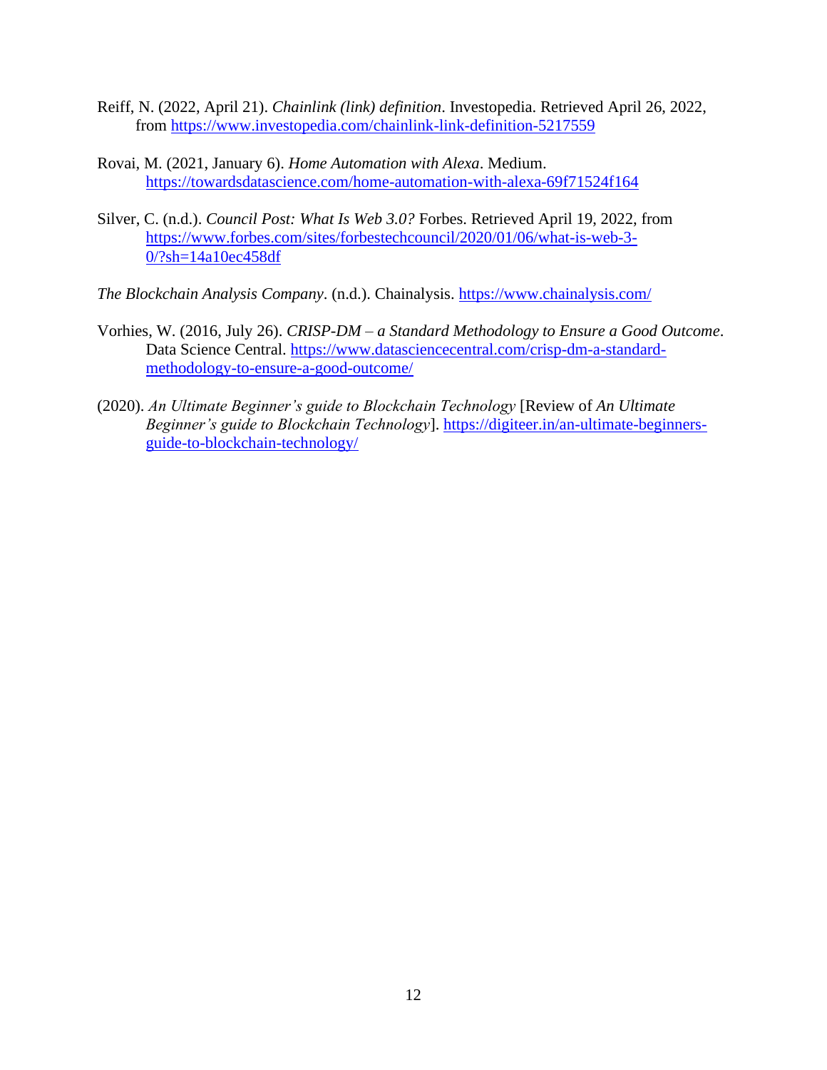Reiff, N. (2022, April 21). *Chainlink (link) definition*. Investopedia. Retrieved April 26, 2022, from https://www.investopedia.com/chainlink-link-definition-5217559

Rovai, M. (2021, January 6). *Home Automation with Alexa*. Medium. https://towardsdatascience.com/home-automation-with-alexa-69f71524f164

Silver, C. (n.d.). *Council Post: What Is Web 3.0?* Forbes. Retrieved April 19, 2022, from https://www.forbes.com/sites/forbestechcouncil/2020/01/06/what-is-web-3-0/?sh=14a10ec458df

*The Blockchain Analysis Company*. (n.d.). Chainalysis. https://www.chainalysis.com/

Vorhies, W. (2016, July 26). *CRISP-DM – a Standard Methodology to Ensure a Good Outcome*. Data Science Central. https://www.datasciencecentral.com/crisp-dm-a-standard-methodology-to-ensure-a-good-outcome/

(2020). *An Ultimate Beginner's guide to Blockchain Technology* [Review of *An Ultimate Beginner's guide to Blockchain Technology*]. https://digiteer.in/an-ultimate-beginners-guide-to-blockchain-technology/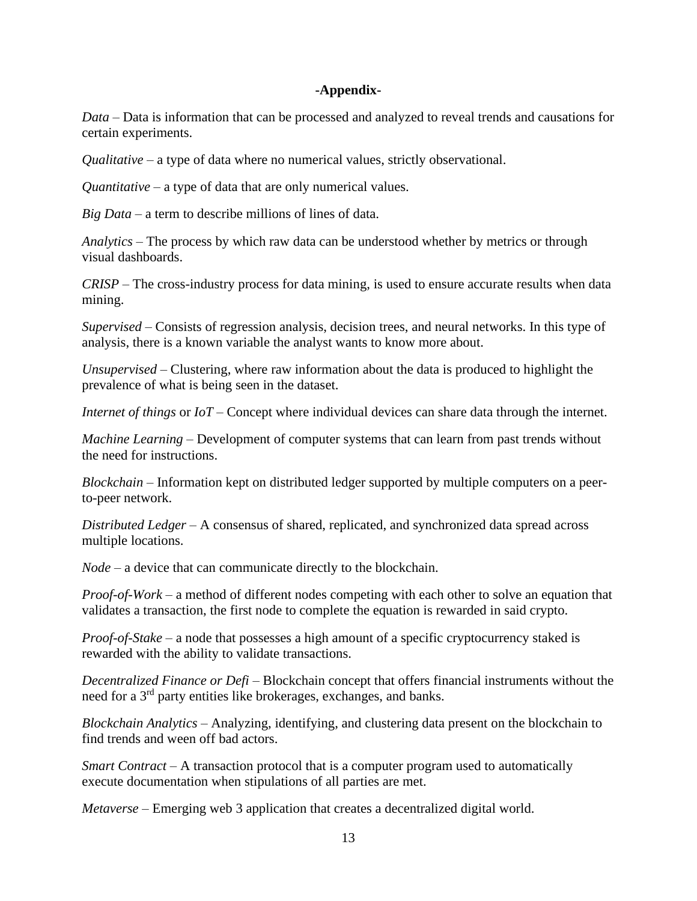**-Appendix-**

*Data* – Data is information that can be processed and analyzed to reveal trends and causations for certain experiments.

*Qualitative* – a type of data where no numerical values, strictly observational.

*Quantitative* – a type of data that are only numerical values.

*Big Data* – a term to describe millions of lines of data.

*Analytics* – The process by which raw data can be understood whether by metrics or through visual dashboards.

*CRISP* – The cross-industry process for data mining, is used to ensure accurate results when data mining.

*Supervised* – Consists of regression analysis, decision trees, and neural networks. In this type of analysis, there is a known variable the analyst wants to know more about.

*Unsupervised* – Clustering, where raw information about the data is produced to highlight the prevalence of what is being seen in the dataset.

*Internet of things* or *IoT* – Concept where individual devices can share data through the internet.

*Machine Learning* – Development of computer systems that can learn from past trends without the need for instructions.

*Blockchain* – Information kept on distributed ledger supported by multiple computers on a peer-to-peer network.

*Distributed Ledger* – A consensus of shared, replicated, and synchronized data spread across multiple locations.

*Node* – a device that can communicate directly to the blockchain.

*Proof-of-Work* – a method of different nodes competing with each other to solve an equation that validates a transaction, the first node to complete the equation is rewarded in said crypto.

*Proof-of-Stake* – a node that possesses a high amount of a specific cryptocurrency staked is rewarded with the ability to validate transactions.

*Decentralized Finance or Defi* – Blockchain concept that offers financial instruments without the need for a 3rd party entities like brokerages, exchanges, and banks.

*Blockchain Analytics* – Analyzing, identifying, and clustering data present on the blockchain to find trends and ween off bad actors.

*Smart Contract* – A transaction protocol that is a computer program used to automatically execute documentation when stipulations of all parties are met.

*Metaverse* – Emerging web 3 application that creates a decentralized digital world.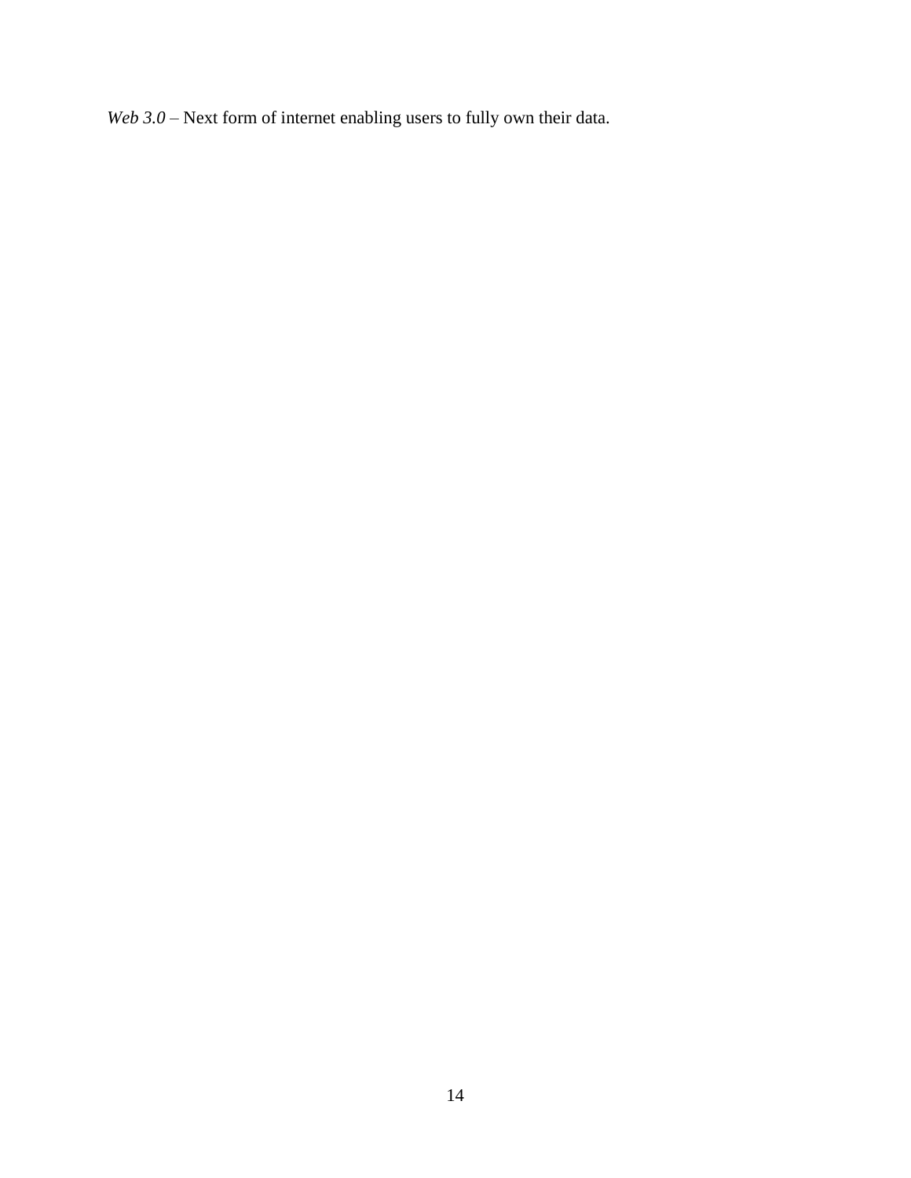*Web 3.0* – Next form of internet enabling users to fully own their data.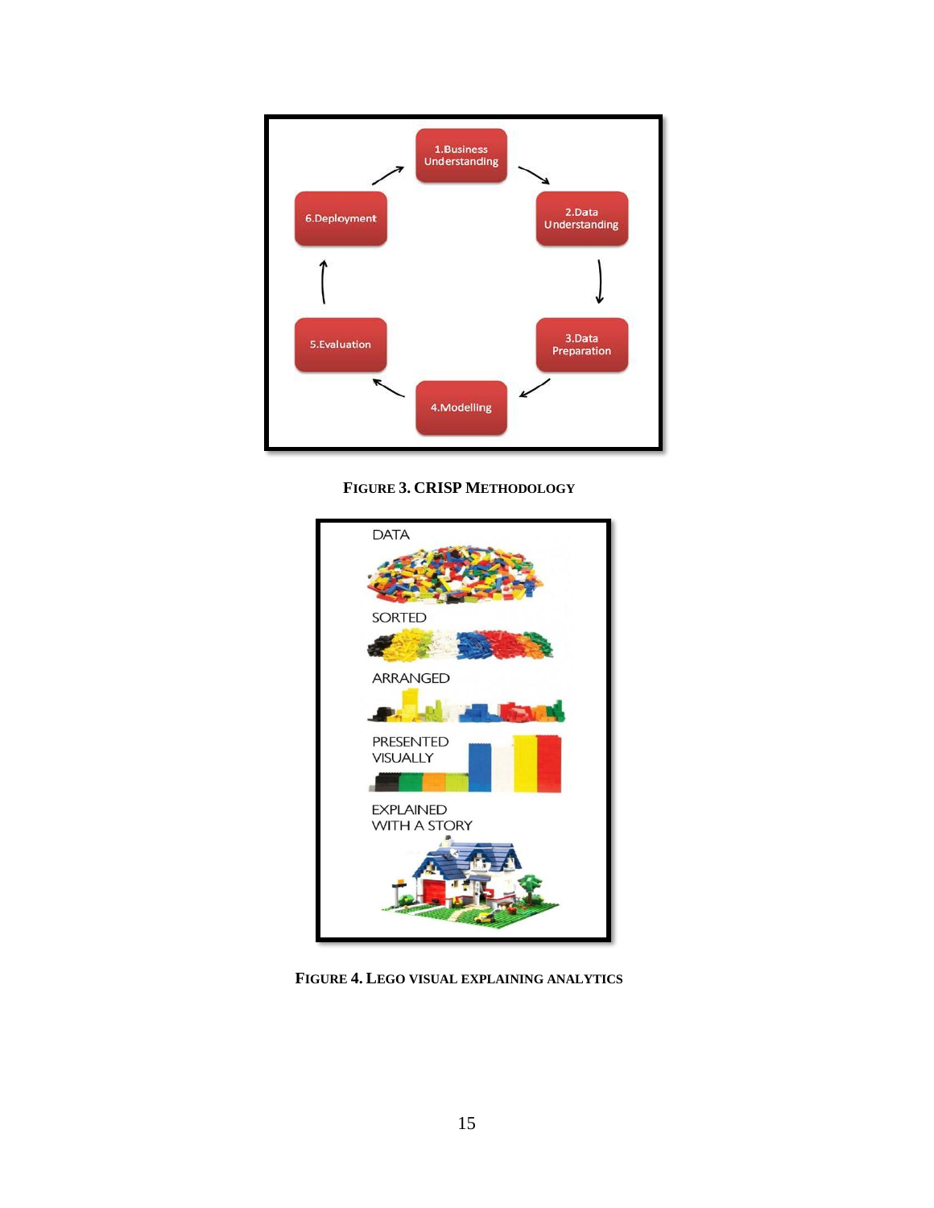**FIGURE 3. CRISP METHODOLOGY**

**FIGURE 4. LEGO VISUAL EXPLAINING ANALYTICS**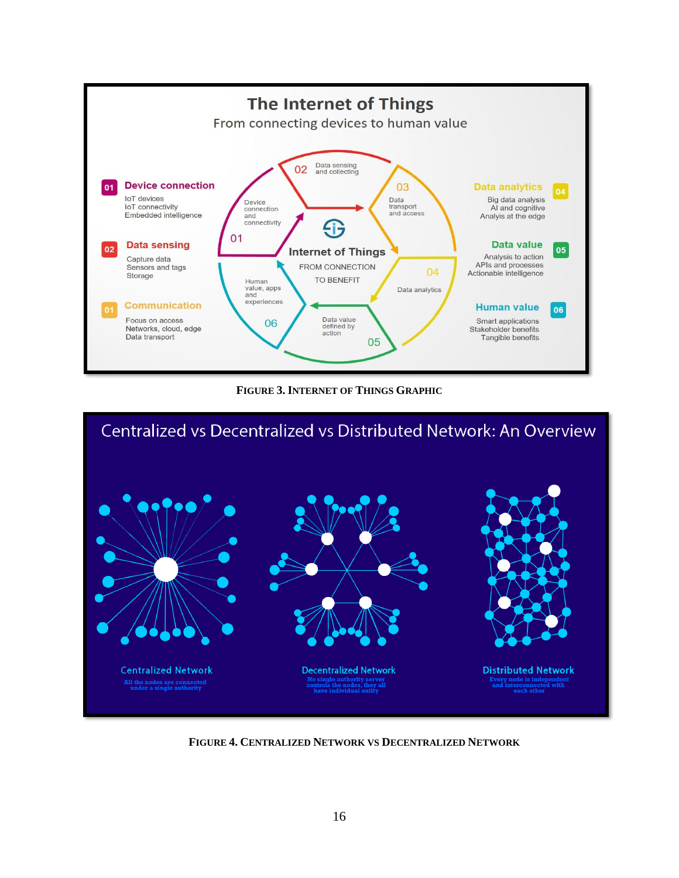The Internet of Things

From connecting devices to human value

01 Device connection
IoT devices
IoT connectivity
Embedded intelligence

02 Data sensing
Capture data
Sensors and tags
Storage

01 Communication
Focus on access
Networks, cloud, edge
Data transport

04 Data analytics
Big data analysis
AI and cognitive
Analyis at the edge

05 Data value
Analysis to action
APIs and processes
Actionable intelligence

06 Human value
Smart applications
Stakeholder benefits
Tangible benefits

01 Device connection and connectivity

02 Data sensing and collecting

03 Data transport and access

04 Data analytics

05 Data value defined by action

06 Human value, apps and experiences

Internet of Things
FROM CONNECTION
TO BENEFIT

**FIGURE 3. INTERNET OF THINGS GRAPHIC**

Centralized vs Decentralized vs Distributed Network: An Overview

Centralized Network
All the nodes are connected under a single authority

Decentralized Network
No single authority server controls the nodes, they all have individual entity

Distributed Network
Every node is independent and interconnected with each other

**FIGURE 4. CENTRALIZED NETWORK VS DECENTRALIZED NETWORK**